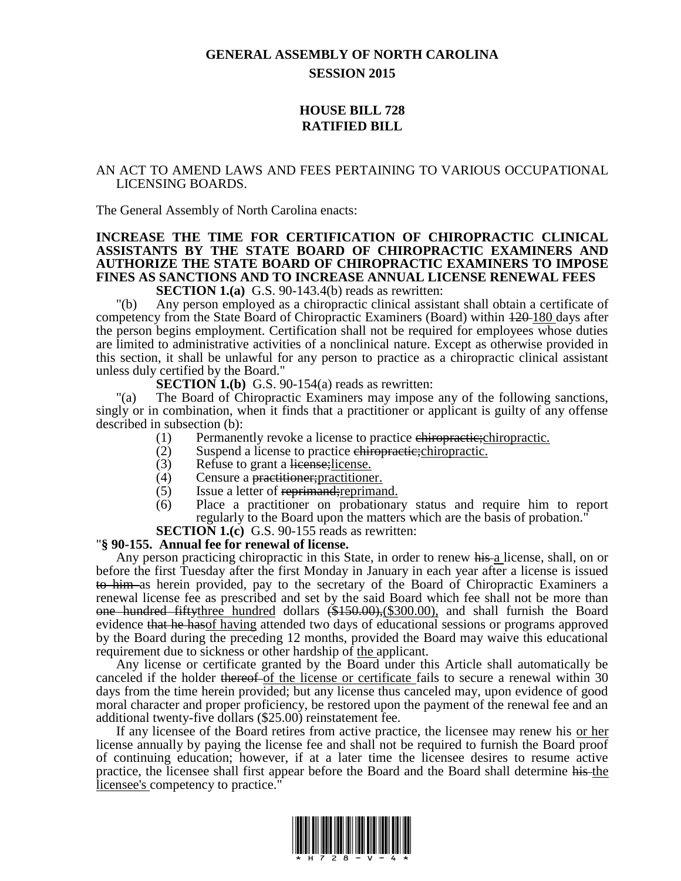# GENERAL ASSEMBLY OF NORTH CAROLINA
## SESSION 2015

## HOUSE BILL 728
## RATIFIED BILL

AN ACT TO AMEND LAWS AND FEES PERTAINING TO VARIOUS OCCUPATIONAL LICENSING BOARDS.

The General Assembly of North Carolina enacts:

**INCREASE THE TIME FOR CERTIFICATION OF CHIROPRACTIC CLINICAL ASSISTANTS BY THE STATE BOARD OF CHIROPRACTIC EXAMINERS AND AUTHORIZE THE STATE BOARD OF CHIROPRACTIC EXAMINERS TO IMPOSE FINES AS SANCTIONS AND TO INCREASE ANNUAL LICENSE RENEWAL FEES**

**SECTION 1.(a)** G.S. 90-143.4(b) reads as rewritten:

"(b) Any person employed as a chiropractic clinical assistant shall obtain a certificate of competency from the State Board of Chiropractic Examiners (Board) within ~~120~~ <u>180</u> days after the person begins employment. Certification shall not be required for employees whose duties are limited to administrative activities of a nonclinical nature. Except as otherwise provided in this section, it shall be unlawful for any person to practice as a chiropractic clinical assistant unless duly certified by the Board."

**SECTION 1.(b)** G.S. 90-154(a) reads as rewritten:

"(a) The Board of Chiropractic Examiners may impose any of the following sanctions, singly or in combination, when it finds that a practitioner or applicant is guilty of any offense described in subsection (b):

(1) Permanently revoke a license to practice ~~chiropractic;~~<u>chiropractic.</u>
(2) Suspend a license to practice ~~chiropractic;~~<u>chiropractic.</u>
(3) Refuse to grant a ~~license;~~<u>license.</u>
(4) Censure a ~~practitioner;~~<u>practitioner.</u>
(5) Issue a letter of ~~reprimand;~~<u>reprimand.</u>
(6) Place a practitioner on probationary status and require him to report regularly to the Board upon the matters which are the basis of probation."

**SECTION 1.(c)** G.S. 90-155 reads as rewritten:

"**§ 90-155. Annual fee for renewal of license.**

Any person practicing chiropractic in this State, in order to renew ~~his~~ <u>a</u> license, shall, on or before the first Tuesday after the first Monday in January in each year after a license is issued ~~to him~~ as herein provided, pay to the secretary of the Board of Chiropractic Examiners a renewal license fee as prescribed and set by the said Board which fee shall not be more than ~~one hundred fifty~~<u>three hundred</u> dollars ~~($150.00),~~<u>($300.00),</u> and shall furnish the Board evidence ~~that he has~~<u>of having</u> attended two days of educational sessions or programs approved by the Board during the preceding 12 months, provided the Board may waive this educational requirement due to sickness or other hardship of <u>the</u> applicant.

Any license or certificate granted by the Board under this Article shall automatically be canceled if the holder ~~thereof~~ <u>of the license or certificate</u> fails to secure a renewal within 30 days from the time herein provided; but any license thus canceled may, upon evidence of good moral character and proper proficiency, be restored upon the payment of the renewal fee and an additional twenty-five dollars ($25.00) reinstatement fee.

If any licensee of the Board retires from active practice, the licensee may renew his <u>or her</u> license annually by paying the license fee and shall not be required to furnish the Board proof of continuing education; however, if at a later time the licensee desires to resume active practice, the licensee shall first appear before the Board and the Board shall determine ~~his~~ <u>the licensee's</u> competency to practice."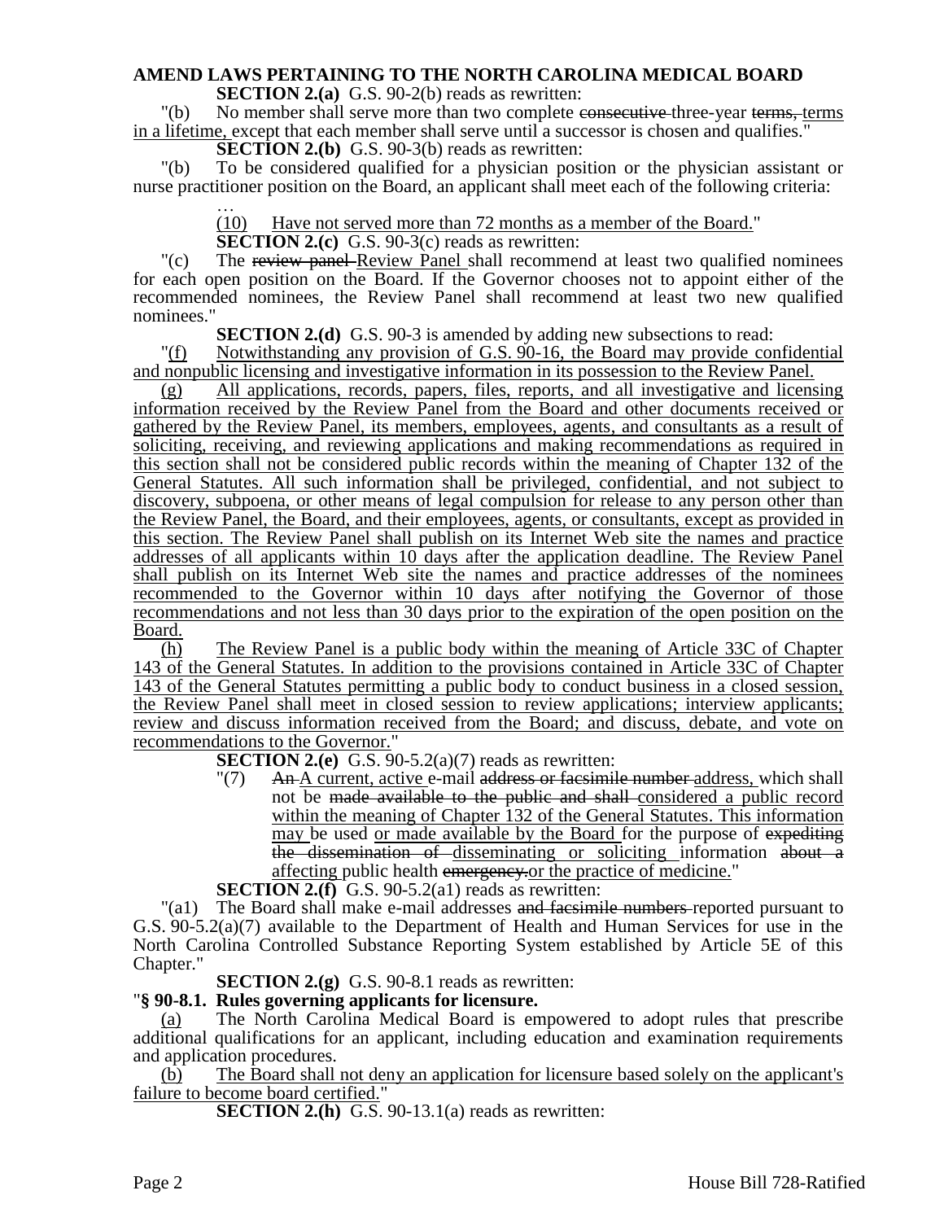**AMEND LAWS PERTAINING TO THE NORTH CAROLINA MEDICAL BOARD**

**SECTION 2.(a)** G.S. 90-2(b) reads as rewritten:

"(b) No member shall serve more than two complete ~~consecutive~~ three-year ~~terms,~~ terms in a lifetime, except that each member shall serve until a successor is chosen and qualifies."

**SECTION 2.(b)** G.S. 90-3(b) reads as rewritten:

"(b) To be considered qualified for a physician position or the physician assistant or nurse practitioner position on the Board, an applicant shall meet each of the following criteria:

…

(10) Have not served more than 72 months as a member of the Board."

**SECTION 2.(c)** G.S. 90-3(c) reads as rewritten:

"(c) The ~~review panel~~ Review Panel shall recommend at least two qualified nominees for each open position on the Board. If the Governor chooses not to appoint either of the recommended nominees, the Review Panel shall recommend at least two new qualified nominees."

**SECTION 2.(d)** G.S. 90-3 is amended by adding new subsections to read:

"(f) Notwithstanding any provision of G.S. 90-16, the Board may provide confidential and nonpublic licensing and investigative information in its possession to the Review Panel.

(g) All applications, records, papers, files, reports, and all investigative and licensing information received by the Review Panel from the Board and other documents received or gathered by the Review Panel, its members, employees, agents, and consultants as a result of soliciting, receiving, and reviewing applications and making recommendations as required in this section shall not be considered public records within the meaning of Chapter 132 of the General Statutes. All such information shall be privileged, confidential, and not subject to discovery, subpoena, or other means of legal compulsion for release to any person other than the Review Panel, the Board, and their employees, agents, or consultants, except as provided in this section. The Review Panel shall publish on its Internet Web site the names and practice addresses of all applicants within 10 days after the application deadline. The Review Panel shall publish on its Internet Web site the names and practice addresses of the nominees recommended to the Governor within 10 days after notifying the Governor of those recommendations and not less than 30 days prior to the expiration of the open position on the Board.

(h) The Review Panel is a public body within the meaning of Article 33C of Chapter 143 of the General Statutes. In addition to the provisions contained in Article 33C of Chapter 143 of the General Statutes permitting a public body to conduct business in a closed session, the Review Panel shall meet in closed session to review applications; interview applicants; review and discuss information received from the Board; and discuss, debate, and vote on recommendations to the Governor."

**SECTION 2.(e)** G.S. 90-5.2(a)(7) reads as rewritten:

"(7) ~~An~~ A current, active e-mail ~~address or facsimile number~~ address, which shall not be ~~made available to the public and shall~~ considered a public record within the meaning of Chapter 132 of the General Statutes. This information may be used or made available by the Board for the purpose of ~~expediting the dissemination of~~ disseminating or soliciting information ~~about a~~ affecting public health ~~emergency.~~or the practice of medicine."

**SECTION 2.(f)** G.S. 90-5.2(a1) reads as rewritten:

"(a1) The Board shall make e-mail addresses ~~and facsimile numbers~~ reported pursuant to G.S. 90-5.2(a)(7) available to the Department of Health and Human Services for use in the North Carolina Controlled Substance Reporting System established by Article 5E of this Chapter."

**SECTION 2.(g)** G.S. 90-8.1 reads as rewritten:

"**§ 90-8.1. Rules governing applicants for licensure.**

(a) The North Carolina Medical Board is empowered to adopt rules that prescribe additional qualifications for an applicant, including education and examination requirements and application procedures.

(b) The Board shall not deny an application for licensure based solely on the applicant's failure to become board certified."

**SECTION 2.(h)** G.S. 90-13.1(a) reads as rewritten: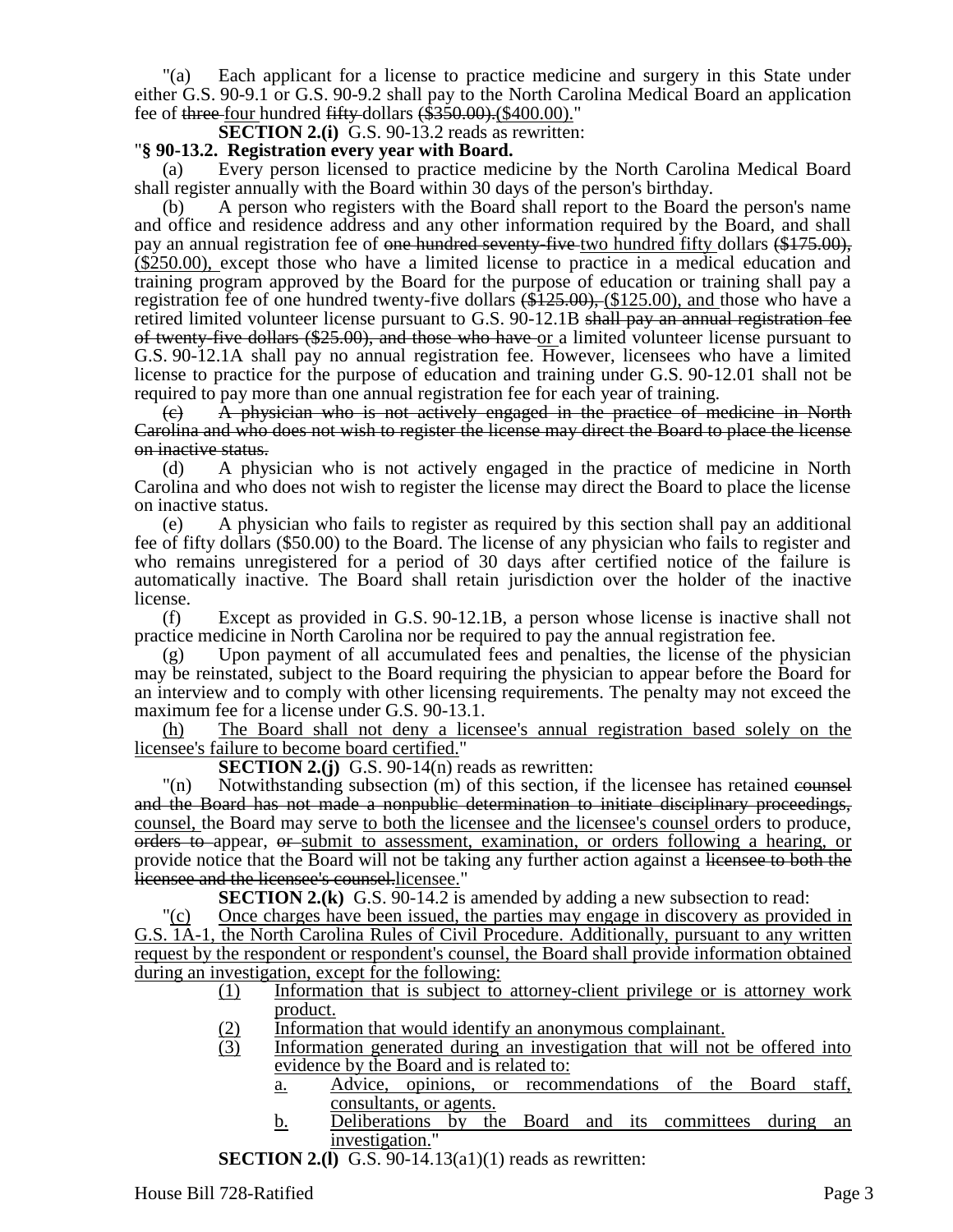"(a) Each applicant for a license to practice medicine and surgery in this State under either G.S. 90-9.1 or G.S. 90-9.2 shall pay to the North Carolina Medical Board an application fee of ~~three~~ four hundred ~~fifty~~ dollars ~~($350.00).~~($400.00)."

**SECTION 2.(i)** G.S. 90-13.2 reads as rewritten:

"**§ 90-13.2. Registration every year with Board.**

(a) Every person licensed to practice medicine by the North Carolina Medical Board shall register annually with the Board within 30 days of the person's birthday.

(b) A person who registers with the Board shall report to the Board the person's name and office and residence address and any other information required by the Board, and shall pay an annual registration fee of ~~one hundred seventy-five~~ two hundred fifty dollars ~~($175.00),~~ ($250.00), except those who have a limited license to practice in a medical education and training program approved by the Board for the purpose of education or training shall pay a registration fee of one hundred twenty-five dollars ~~($125.00),~~ ($125.00), and those who have a retired limited volunteer license pursuant to G.S. 90-12.1B ~~shall pay an annual registration fee of twenty-five dollars ($25.00), and those who have~~ or a limited volunteer license pursuant to G.S. 90-12.1A shall pay no annual registration fee. However, licensees who have a limited license to practice for the purpose of education and training under G.S. 90-12.01 shall not be required to pay more than one annual registration fee for each year of training.

~~(c) A physician who is not actively engaged in the practice of medicine in North Carolina and who does not wish to register the license may direct the Board to place the license on inactive status.~~

(d) A physician who is not actively engaged in the practice of medicine in North Carolina and who does not wish to register the license may direct the Board to place the license on inactive status.

(e) A physician who fails to register as required by this section shall pay an additional fee of fifty dollars ($50.00) to the Board. The license of any physician who fails to register and who remains unregistered for a period of 30 days after certified notice of the failure is automatically inactive. The Board shall retain jurisdiction over the holder of the inactive license.

(f) Except as provided in G.S. 90-12.1B, a person whose license is inactive shall not practice medicine in North Carolina nor be required to pay the annual registration fee.

(g) Upon payment of all accumulated fees and penalties, the license of the physician may be reinstated, subject to the Board requiring the physician to appear before the Board for an interview and to comply with other licensing requirements. The penalty may not exceed the maximum fee for a license under G.S. 90-13.1.

(h) The Board shall not deny a licensee's annual registration based solely on the licensee's failure to become board certified."

**SECTION 2.(j)** G.S. 90-14(n) reads as rewritten:

"(n) Notwithstanding subsection (m) of this section, if the licensee has retained ~~counsel and the Board has not made a nonpublic determination to initiate disciplinary proceedings,~~ counsel, the Board may serve to both the licensee and the licensee's counsel orders to produce, ~~orders to~~ appear, ~~or~~ submit to assessment, examination, or orders following a hearing, or provide notice that the Board will not be taking any further action against a ~~licensee to both the licensee and the licensee's counsel.~~licensee."

**SECTION 2.(k)** G.S. 90-14.2 is amended by adding a new subsection to read:

"(c) Once charges have been issued, the parties may engage in discovery as provided in G.S. 1A-1, the North Carolina Rules of Civil Procedure. Additionally, pursuant to any written request by the respondent or respondent's counsel, the Board shall provide information obtained during an investigation, except for the following:

(1) Information that is subject to attorney-client privilege or is attorney work product.

(2) Information that would identify an anonymous complainant.

(3) Information generated during an investigation that will not be offered into evidence by the Board and is related to:

a. Advice, opinions, or recommendations of the Board staff, consultants, or agents.

b. Deliberations by the Board and its committees during an investigation."

**SECTION 2.(l)** G.S. 90-14.13(a1)(1) reads as rewritten: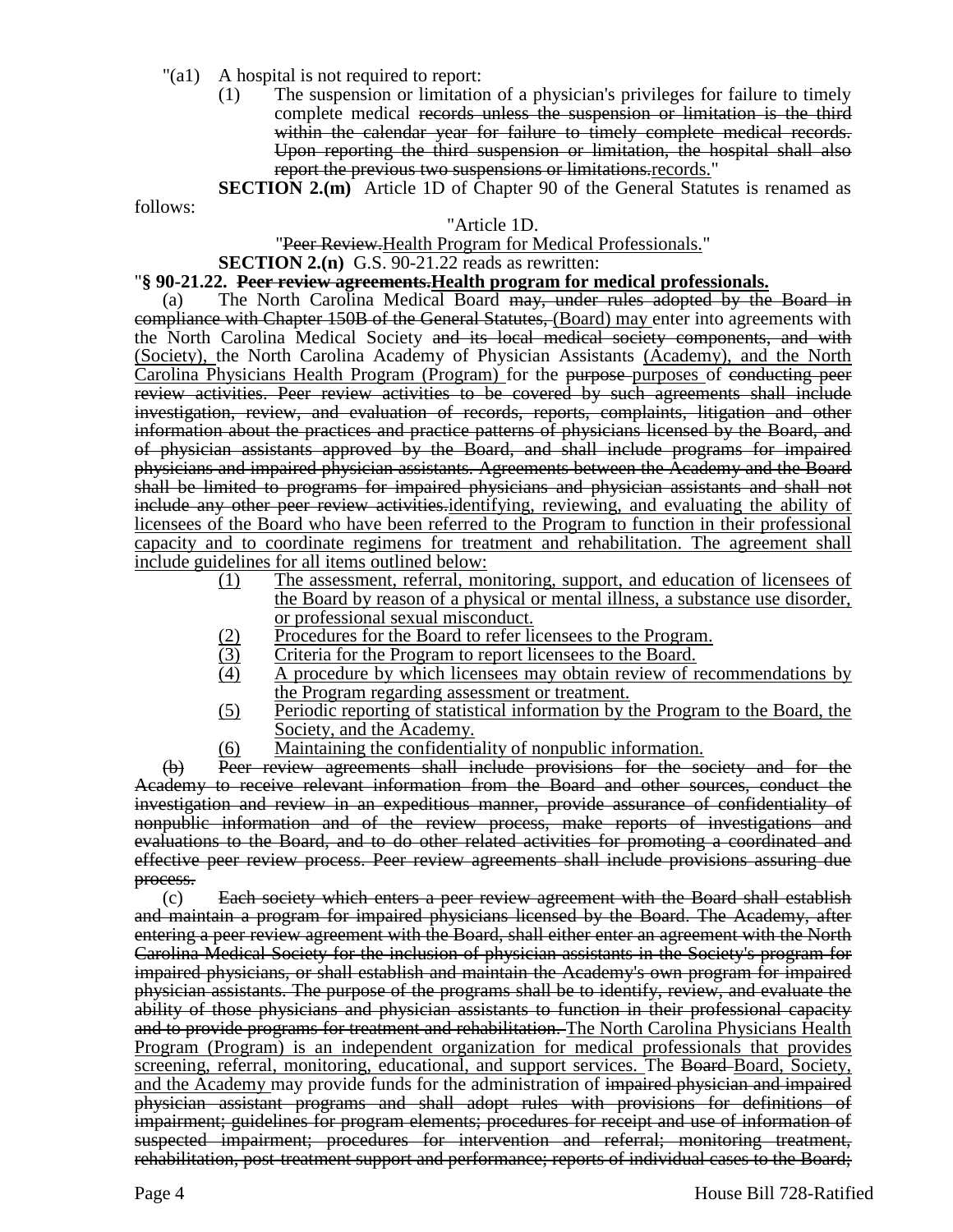"(a1) A hospital is not required to report:

(1) The suspension or limitation of a physician's privileges for failure to timely complete medical ~~records unless the suspension or limitation is the third within the calendar year for failure to timely complete medical records. Upon reporting the third suspension or limitation, the hospital shall also report the previous two suspensions or limitations.~~<u>records.</u>"

**SECTION 2.(m)** Article 1D of Chapter 90 of the General Statutes is renamed as follows:

"Article 1D.

"~~Peer Review.~~<u>Health Program for Medical Professionals.</u>"

**SECTION 2.(n)** G.S. 90-21.22 reads as rewritten:

"**§ 90-21.22. ~~Peer review agreements.~~<u>Health program for medical professionals.</u>**

(a) The North Carolina Medical Board ~~may, under rules adopted by the Board in compliance with Chapter 150B of the General Statutes,~~ <u>(Board) may</u> enter into agreements with the North Carolina Medical Society ~~and its local medical society components, and with~~ <u>(Society),</u> the North Carolina Academy of Physician Assistants <u>(Academy), and the North Carolina Physicians Health Program (Program)</u> for the ~~purpose~~ <u>purposes</u> of ~~conducting peer review activities. Peer review activities to be covered by such agreements shall include investigation, review, and evaluation of records, reports, complaints, litigation and other information about the practices and practice patterns of physicians licensed by the Board, and of physician assistants approved by the Board, and shall include programs for impaired physicians and impaired physician assistants. Agreements between the Academy and the Board shall be limited to programs for impaired physicians and physician assistants and shall not include any other peer review activities.~~<u>identifying, reviewing, and evaluating the ability of licensees of the Board who have been referred to the Program to function in their professional capacity and to coordinate regimens for treatment and rehabilitation. The agreement shall include guidelines for all items outlined below:</u>

<u>(1)</u> <u>The assessment, referral, monitoring, support, and education of licensees of the Board by reason of a physical or mental illness, a substance use disorder, or professional sexual misconduct.</u>

<u>(2)</u> <u>Procedures for the Board to refer licensees to the Program.</u>

<u>(3)</u> <u>Criteria for the Program to report licensees to the Board.</u>

<u>(4)</u> <u>A procedure by which licensees may obtain review of recommendations by the Program regarding assessment or treatment.</u>

<u>(5)</u> <u>Periodic reporting of statistical information by the Program to the Board, the Society, and the Academy.</u>

<u>(6)</u> <u>Maintaining the confidentiality of nonpublic information.</u>

~~(b) Peer review agreements shall include provisions for the society and for the Academy to receive relevant information from the Board and other sources, conduct the investigation and review in an expeditious manner, provide assurance of confidentiality of nonpublic information and of the review process, make reports of investigations and evaluations to the Board, and to do other related activities for promoting a coordinated and effective peer review process. Peer review agreements shall include provisions assuring due process.~~

(c) ~~Each society which enters a peer review agreement with the Board shall establish and maintain a program for impaired physicians licensed by the Board. The Academy, after entering a peer review agreement with the Board, shall either enter an agreement with the North Carolina Medical Society for the inclusion of physician assistants in the Society's program for impaired physicians, or shall establish and maintain the Academy's own program for impaired physician assistants. The purpose of the programs shall be to identify, review, and evaluate the ability of those physicians and physician assistants to function in their professional capacity and to provide programs for treatment and rehabilitation.~~ <u>The North Carolina Physicians Health Program (Program) is an independent organization for medical professionals that provides screening, referral, monitoring, educational, and support services.</u> The ~~Board~~ <u>Board, Society, and the Academy</u> may provide funds for the administration of ~~impaired physician and impaired physician assistant programs and shall adopt rules with provisions for definitions of impairment; guidelines for program elements; procedures for receipt and use of information of suspected impairment; procedures for intervention and referral; monitoring treatment, rehabilitation, post-treatment support and performance; reports of individual cases to the Board;~~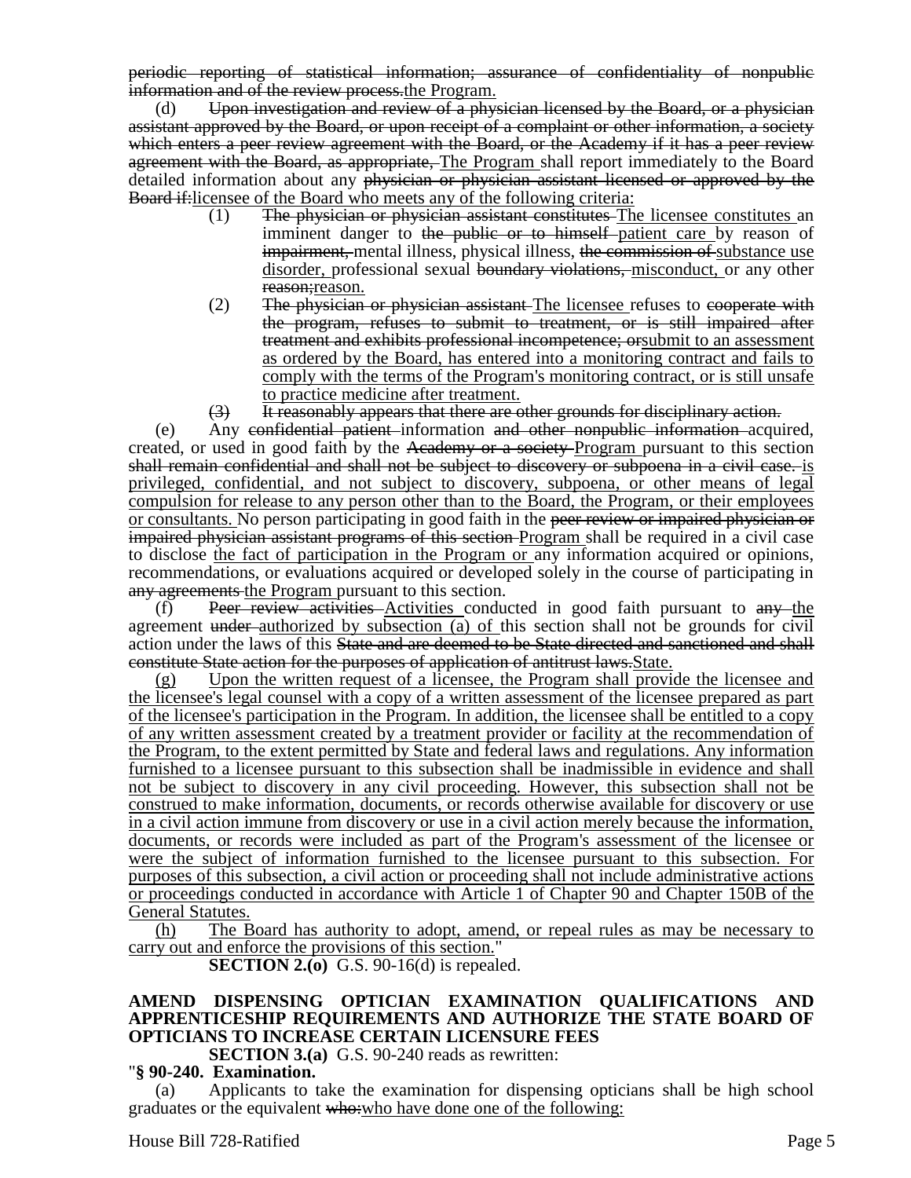~~periodic reporting of statistical information; assurance of confidentiality of nonpublic information and of the review process.~~<u>the Program.</u>

(d) ~~Upon investigation and review of a physician licensed by the Board, or a physician assistant approved by the Board, or upon receipt of a complaint or other information, a society which enters a peer review agreement with the Board, or the Academy if it has a peer review agreement with the Board, as appropriate,~~ <u>The Program</u> shall report immediately to the Board detailed information about any ~~physician or physician assistant licensed or approved by the Board if:~~<u>licensee of the Board who meets any of the following criteria:</u>

(1) ~~The physician or physician assistant constitutes~~ <u>The licensee constitutes</u> an imminent danger to ~~the public or to himself~~ <u>patient care</u> by reason of ~~impairment,~~ mental illness, physical illness, ~~the commission of~~ <u>substance use disorder,</u> professional sexual ~~boundary violations,~~ <u>misconduct,</u> or any other ~~reason;~~<u>reason.</u>

(2) ~~The physician or physician assistant~~ <u>The licensee</u> refuses to ~~cooperate with the program, refuses to submit to treatment, or is still impaired after treatment and exhibits professional incompetence; or~~<u>submit to an assessment as ordered by the Board, has entered into a monitoring contract and fails to comply with the terms of the Program's monitoring contract, or is still unsafe to practice medicine after treatment.</u>

~~(3) It reasonably appears that there are other grounds for disciplinary action.~~

(e) Any ~~confidential patient~~ information ~~and other nonpublic information~~ acquired, created, or used in good faith by the ~~Academy or a society~~ <u>Program</u> pursuant to this section ~~shall remain confidential and shall not be subject to discovery or subpoena in a civil case.~~ <u>is privileged, confidential, and not subject to discovery, subpoena, or other means of legal compulsion for release to any person other than to the Board, the Program, or their employees or consultants.</u> No person participating in good faith in the ~~peer review or impaired physician or impaired physician assistant programs of this section~~ <u>Program</u> shall be required in a civil case to disclose <u>the fact of participation in the Program or</u> any information acquired or opinions, recommendations, or evaluations acquired or developed solely in the course of participating in ~~any agreements~~ <u>the Program</u> pursuant to this section.

(f) ~~Peer review activities~~ <u>Activities</u> conducted in good faith pursuant to ~~any~~ <u>the</u> agreement ~~under~~ <u>authorized by subsection (a) of</u> this section shall not be grounds for civil action under the laws of this ~~State and are deemed to be State directed and sanctioned and shall constitute State action for the purposes of application of antitrust laws.~~<u>State.</u>

<u>(g) Upon the written request of a licensee, the Program shall provide the licensee and the licensee's legal counsel with a copy of a written assessment of the licensee prepared as part of the licensee's participation in the Program. In addition, the licensee shall be entitled to a copy of any written assessment created by a treatment provider or facility at the recommendation of the Program, to the extent permitted by State and federal laws and regulations. Any information furnished to a licensee pursuant to this subsection shall be inadmissible in evidence and shall not be subject to discovery in any civil proceeding. However, this subsection shall not be construed to make information, documents, or records otherwise available for discovery or use in a civil action immune from discovery or use in a civil action merely because the information, documents, or records were included as part of the Program's assessment of the licensee or were the subject of information furnished to the licensee pursuant to this subsection. For purposes of this subsection, a civil action or proceeding shall not include administrative actions or proceedings conducted in accordance with Article 1 of Chapter 90 and Chapter 150B of the General Statutes.</u>

<u>(h) The Board has authority to adopt, amend, or repeal rules as may be necessary to carry out and enforce the provisions of this section.</u>"

**SECTION 2.(o)** G.S. 90-16(d) is repealed.

**AMEND DISPENSING OPTICIAN EXAMINATION QUALIFICATIONS AND APPRENTICESHIP REQUIREMENTS AND AUTHORIZE THE STATE BOARD OF OPTICIANS TO INCREASE CERTAIN LICENSURE FEES**

**SECTION 3.(a)** G.S. 90-240 reads as rewritten:

"**§ 90-240. Examination.**

(a) Applicants to take the examination for dispensing opticians shall be high school graduates or the equivalent ~~who:~~<u>who have done one of the following:</u>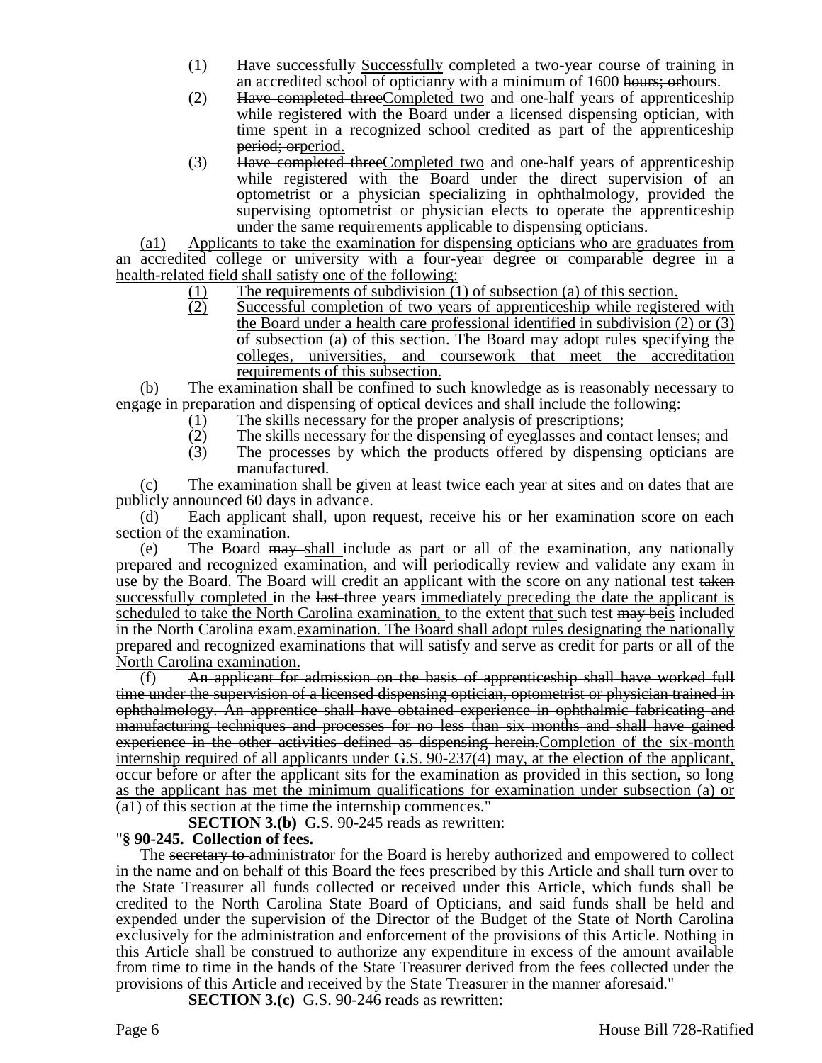(1) ~~Have successfully~~ Successfully completed a two-year course of training in an accredited school of opticianry with a minimum of 1600 ~~hours; or~~hours.

(2) ~~Have completed three~~Completed two and one-half years of apprenticeship while registered with the Board under a licensed dispensing optician, with time spent in a recognized school credited as part of the apprenticeship ~~period; or~~period.

(3) ~~Have completed three~~Completed two and one-half years of apprenticeship while registered with the Board under the direct supervision of an optometrist or a physician specializing in ophthalmology, provided the supervising optometrist or physician elects to operate the apprenticeship under the same requirements applicable to dispensing opticians.

(a1) Applicants to take the examination for dispensing opticians who are graduates from an accredited college or university with a four-year degree or comparable degree in a health-related field shall satisfy one of the following:

(1) The requirements of subdivision (1) of subsection (a) of this section.

(2) Successful completion of two years of apprenticeship while registered with the Board under a health care professional identified in subdivision (2) or (3) of subsection (a) of this section. The Board may adopt rules specifying the colleges, universities, and coursework that meet the accreditation requirements of this subsection.

(b) The examination shall be confined to such knowledge as is reasonably necessary to engage in preparation and dispensing of optical devices and shall include the following:

(1) The skills necessary for the proper analysis of prescriptions;

(2) The skills necessary for the dispensing of eyeglasses and contact lenses; and

(3) The processes by which the products offered by dispensing opticians are manufactured.

(c) The examination shall be given at least twice each year at sites and on dates that are publicly announced 60 days in advance.

(d) Each applicant shall, upon request, receive his or her examination score on each section of the examination.

(e) The Board ~~may~~ shall include as part or all of the examination, any nationally prepared and recognized examination, and will periodically review and validate any exam in use by the Board. The Board will credit an applicant with the score on any national test ~~taken~~ successfully completed in the ~~last~~ three years immediately preceding the date the applicant is scheduled to take the North Carolina examination, to the extent that such test ~~may be~~is included in the North Carolina ~~exam.~~examination. The Board shall adopt rules designating the nationally prepared and recognized examinations that will satisfy and serve as credit for parts or all of the North Carolina examination.

(f) ~~An applicant for admission on the basis of apprenticeship shall have worked full time under the supervision of a licensed dispensing optician, optometrist or physician trained in ophthalmology. An apprentice shall have obtained experience in ophthalmic fabricating and manufacturing techniques and processes for no less than six months and shall have gained experience in the other activities defined as dispensing herein.~~Completion of the six-month internship required of all applicants under G.S. 90-237(4) may, at the election of the applicant, occur before or after the applicant sits for the examination as provided in this section, so long as the applicant has met the minimum qualifications for examination under subsection (a) or (a1) of this section at the time the internship commences."

**SECTION 3.(b)** G.S. 90-245 reads as rewritten:

"**§ 90-245. Collection of fees.**

The ~~secretary to~~ administrator for the Board is hereby authorized and empowered to collect in the name and on behalf of this Board the fees prescribed by this Article and shall turn over to the State Treasurer all funds collected or received under this Article, which funds shall be credited to the North Carolina State Board of Opticians, and said funds shall be held and expended under the supervision of the Director of the Budget of the State of North Carolina exclusively for the administration and enforcement of the provisions of this Article. Nothing in this Article shall be construed to authorize any expenditure in excess of the amount available from time to time in the hands of the State Treasurer derived from the fees collected under the provisions of this Article and received by the State Treasurer in the manner aforesaid."

**SECTION 3.(c)** G.S. 90-246 reads as rewritten: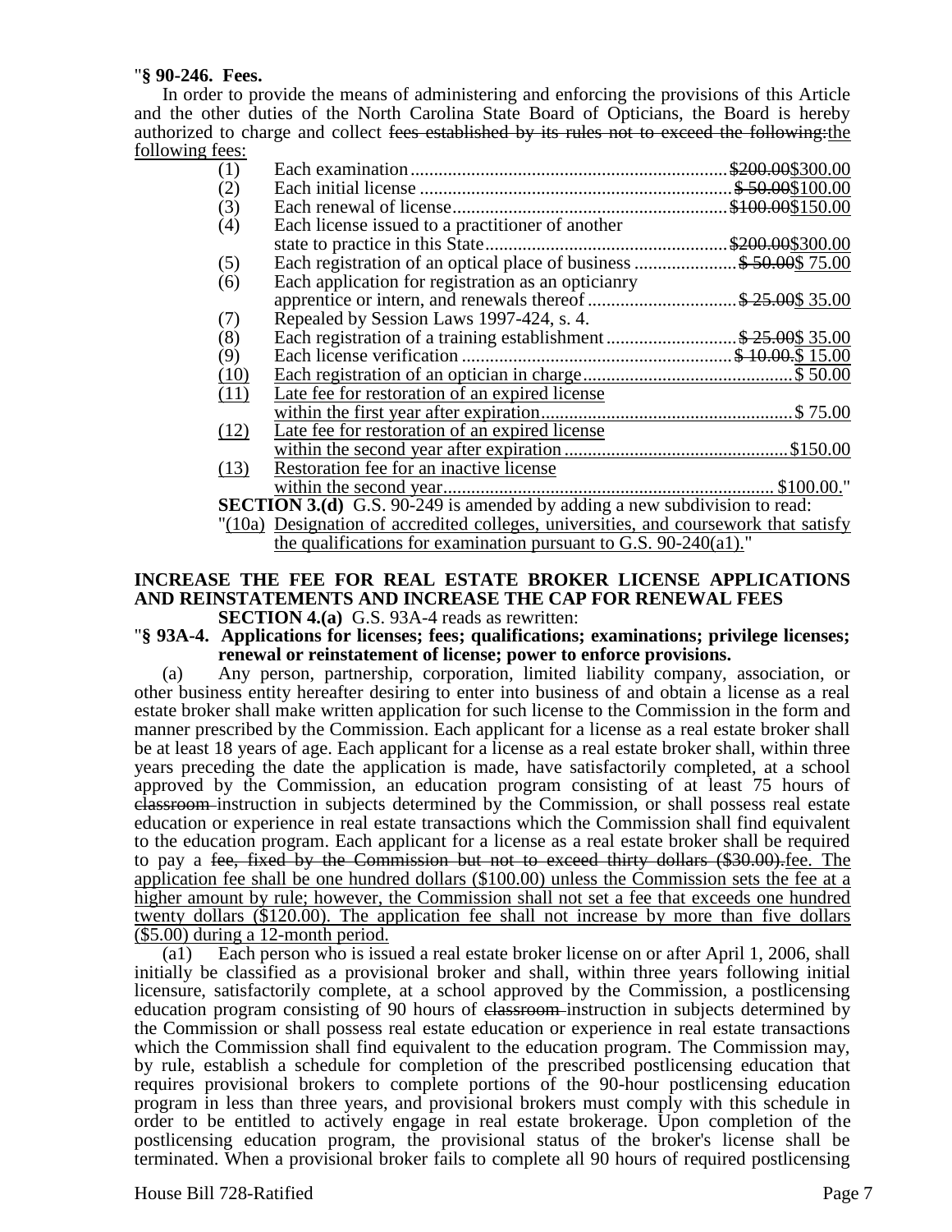"**§ 90-246. Fees.**

In order to provide the means of administering and enforcing the provisions of this Article and the other duties of the North Carolina State Board of Opticians, the Board is hereby authorized to charge and collect ~~fees established by its rules not to exceed the following:~~the following fees:

| | | |
|---|---|---|
| (1) | Each examination | ~~$200.00~~$300.00 |
| (2) | Each initial license | ~~$ 50.00~~$100.00 |
| (3) | Each renewal of license | ~~$100.00~~$150.00 |
| (4) | Each license issued to a practitioner of another state to practice in this State | ~~$200.00~~$300.00 |
| (5) | Each registration of an optical place of business | ~~$ 50.00~~$ 75.00 |
| (6) | Each application for registration as an opticianry apprentice or intern, and renewals thereof | ~~$ 25.00~~$ 35.00 |
| (7) | Repealed by Session Laws 1997-424, s. 4. | |
| (8) | Each registration of a training establishment | ~~$ 25.00~~$ 35.00 |
| (9) | Each license verification | ~~$ 10.00.~~$ 15.00 |
| (10) | Each registration of an optician in charge | $ 50.00 |
| (11) | Late fee for restoration of an expired license within the first year after expiration | $ 75.00 |
| (12) | Late fee for restoration of an expired license within the second year after expiration | $150.00 |
| (13) | Restoration fee for an inactive license within the second year | $100.00." |

**SECTION 3.(d)** G.S. 90-249 is amended by adding a new subdivision to read:

"(10a) Designation of accredited colleges, universities, and coursework that satisfy the qualifications for examination pursuant to G.S. 90-240(a1)."

**INCREASE THE FEE FOR REAL ESTATE BROKER LICENSE APPLICATIONS AND REINSTATEMENTS AND INCREASE THE CAP FOR RENEWAL FEES**

**SECTION 4.(a)** G.S. 93A-4 reads as rewritten:

"**§ 93A-4. Applications for licenses; fees; qualifications; examinations; privilege licenses; renewal or reinstatement of license; power to enforce provisions.**

(a) Any person, partnership, corporation, limited liability company, association, or other business entity hereafter desiring to enter into business of and obtain a license as a real estate broker shall make written application for such license to the Commission in the form and manner prescribed by the Commission. Each applicant for a license as a real estate broker shall be at least 18 years of age. Each applicant for a license as a real estate broker shall, within three years preceding the date the application is made, have satisfactorily completed, at a school approved by the Commission, an education program consisting of at least 75 hours of ~~classroom~~ instruction in subjects determined by the Commission, or shall possess real estate education or experience in real estate transactions which the Commission shall find equivalent to the education program. Each applicant for a license as a real estate broker shall be required to pay a ~~fee, fixed by the Commission but not to exceed thirty dollars ($30.00).~~fee. The application fee shall be one hundred dollars ($100.00) unless the Commission sets the fee at a higher amount by rule; however, the Commission shall not set a fee that exceeds one hundred twenty dollars ($120.00). The application fee shall not increase by more than five dollars ($5.00) during a 12-month period.

(a1) Each person who is issued a real estate broker license on or after April 1, 2006, shall initially be classified as a provisional broker and shall, within three years following initial licensure, satisfactorily complete, at a school approved by the Commission, a postlicensing education program consisting of 90 hours of ~~classroom~~ instruction in subjects determined by the Commission or shall possess real estate education or experience in real estate transactions which the Commission shall find equivalent to the education program. The Commission may, by rule, establish a schedule for completion of the prescribed postlicensing education that requires provisional brokers to complete portions of the 90-hour postlicensing education program in less than three years, and provisional brokers must comply with this schedule in order to be entitled to actively engage in real estate brokerage. Upon completion of the postlicensing education program, the provisional status of the broker's license shall be terminated. When a provisional broker fails to complete all 90 hours of required postlicensing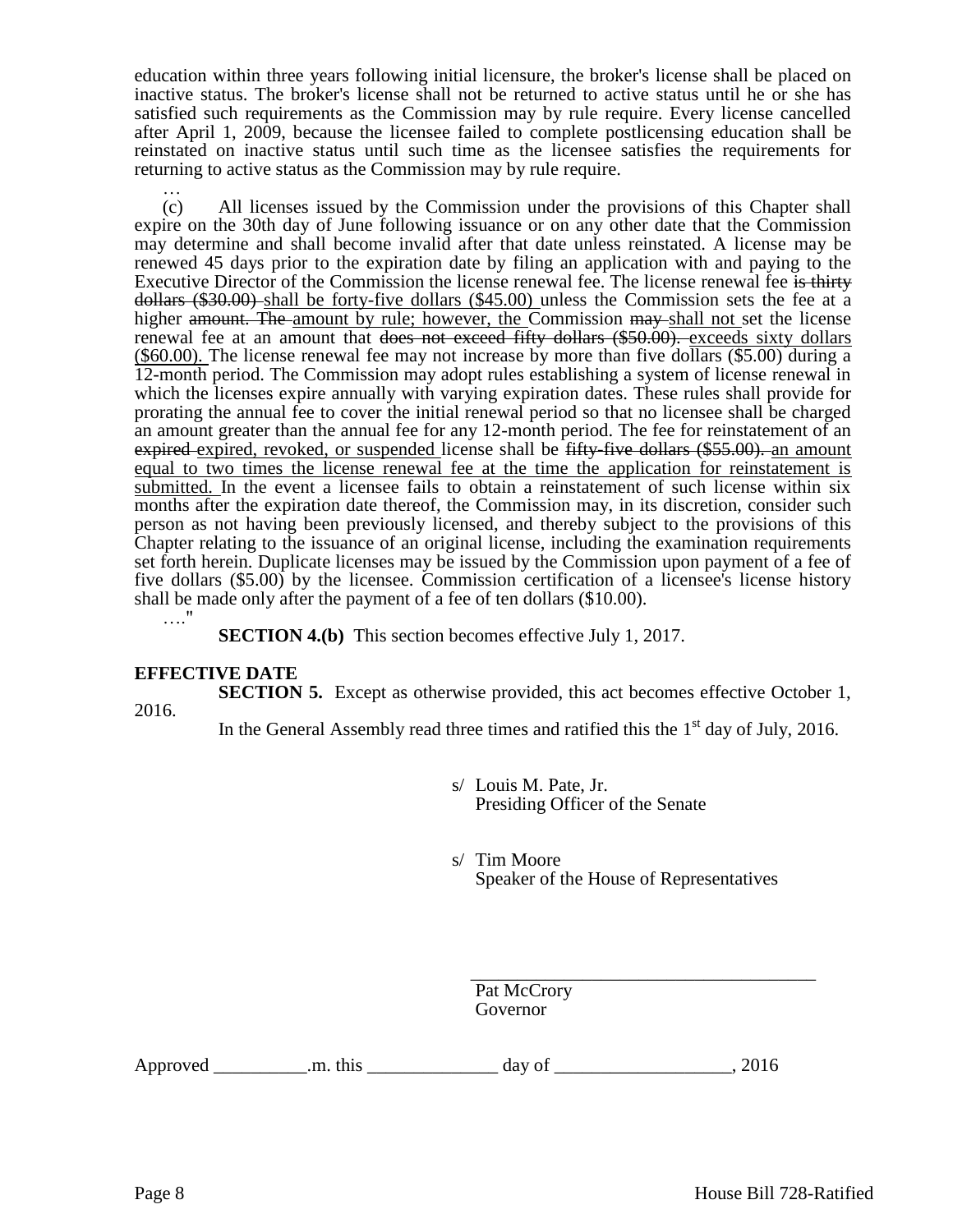education within three years following initial licensure, the broker's license shall be placed on inactive status. The broker's license shall not be returned to active status until he or she has satisfied such requirements as the Commission may by rule require. Every license cancelled after April 1, 2009, because the licensee failed to complete postlicensing education shall be reinstated on inactive status until such time as the licensee satisfies the requirements for returning to active status as the Commission may by rule require.

…

(c) All licenses issued by the Commission under the provisions of this Chapter shall expire on the 30th day of June following issuance or on any other date that the Commission may determine and shall become invalid after that date unless reinstated. A license may be renewed 45 days prior to the expiration date by filing an application with and paying to the Executive Director of the Commission the license renewal fee. The license renewal fee ~~is thirty dollars ($30.00)~~ <u>shall be forty-five dollars ($45.00)</u> unless the Commission sets the fee at a higher ~~amount. The~~ <u>amount by rule; however, the</u> Commission ~~may~~ <u>shall not</u> set the license renewal fee at an amount that ~~does not exceed fifty dollars ($50.00).~~ <u>exceeds sixty dollars ($60.00).</u> The license renewal fee may not increase by more than five dollars ($5.00) during a 12-month period. The Commission may adopt rules establishing a system of license renewal in which the licenses expire annually with varying expiration dates. These rules shall provide for prorating the annual fee to cover the initial renewal period so that no licensee shall be charged an amount greater than the annual fee for any 12-month period. The fee for reinstatement of an ~~expired~~ <u>expired, revoked, or suspended</u> license shall be ~~fifty-five dollars ($55.00).~~ <u>an amount equal to two times the license renewal fee at the time the application for reinstatement is submitted.</u> In the event a licensee fails to obtain a reinstatement of such license within six months after the expiration date thereof, the Commission may, in its discretion, consider such person as not having been previously licensed, and thereby subject to the provisions of this Chapter relating to the issuance of an original license, including the examination requirements set forth herein. Duplicate licenses may be issued by the Commission upon payment of a fee of five dollars ($5.00) by the licensee. Commission certification of a licensee's license history shall be made only after the payment of a fee of ten dollars ($10.00).

…."

**SECTION 4.(b)** This section becomes effective July 1, 2017.

**EFFECTIVE DATE**

**SECTION 5.** Except as otherwise provided, this act becomes effective October 1, 2016.

In the General Assembly read three times and ratified this the 1st day of July, 2016.

s/ Louis M. Pate, Jr.
Presiding Officer of the Senate

s/ Tim Moore
Speaker of the House of Representatives

\_\_\_\_\_\_\_\_\_\_\_\_\_\_\_\_\_\_\_\_\_\_\_\_\_\_\_\_\_\_\_\_\_\_\_\_\_\_
Pat McCrory
Governor

Approved \_\_\_\_\_\_\_\_\_\_.m. this \_\_\_\_\_\_\_\_\_\_\_\_\_\_ day of \_\_\_\_\_\_\_\_\_\_\_\_\_\_\_\_\_\_\_, 2016